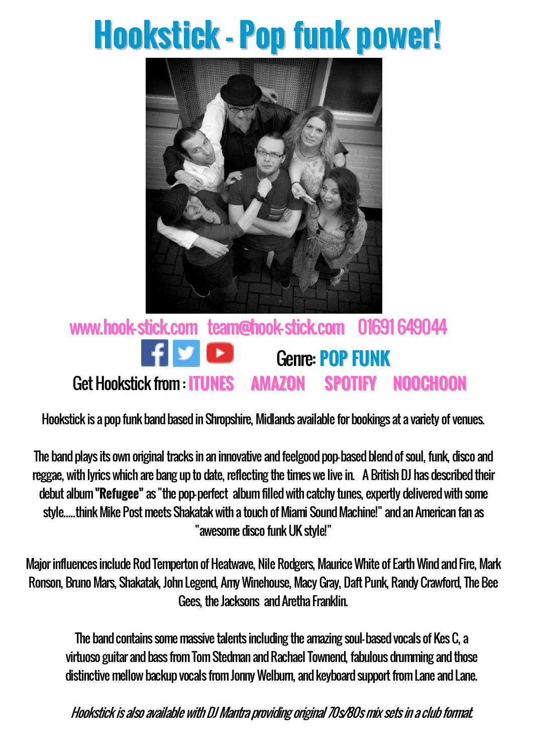# Hookstick - Pop funk power!

www.hook-stick.com team@hook-stick.com 01691 649044

Genre: **POP FUNK**

Get Hookstick from : **ITUNES** **AMAZON** **SPOTIFY** **NOOCHOON**

Hookstick is a pop funk band based in Shropshire, Midlands available for bookings at a variety of venues.

The band plays its own original tracks in an innovative and feelgood pop-based blend of soul, funk, disco and reggae, with lyrics which are bang up to date, reflecting the times we live in. A British DJ has described their debut album **"Refugee"** as "the pop-perfect album filled with catchy tunes, expertly delivered with some style.....think Mike Post meets Shakatak with a touch of Miami Sound Machine!" and an American fan as "awesome disco funk UK style!"

Major influences include Rod Temperton of Heatwave, Nile Rodgers, Maurice White of Earth Wind and Fire, Mark Ronson, Bruno Mars, Shakatak, John Legend, Amy Winehouse, Macy Gray, Daft Punk, Randy Crawford, The Bee Gees, the Jacksons and Aretha Franklin.

The band contains some massive talents including the amazing soul-based vocals of Kes C, a virtuoso guitar and bass from Tom Stedman and Rachael Townend, fabulous drumming and those distinctive mellow backup vocals from Jonny Welburn, and keyboard support from Lane and Lane.

*Hookstick is also available with DJ Mantra providing original 70s/80s mix sets in a club format.*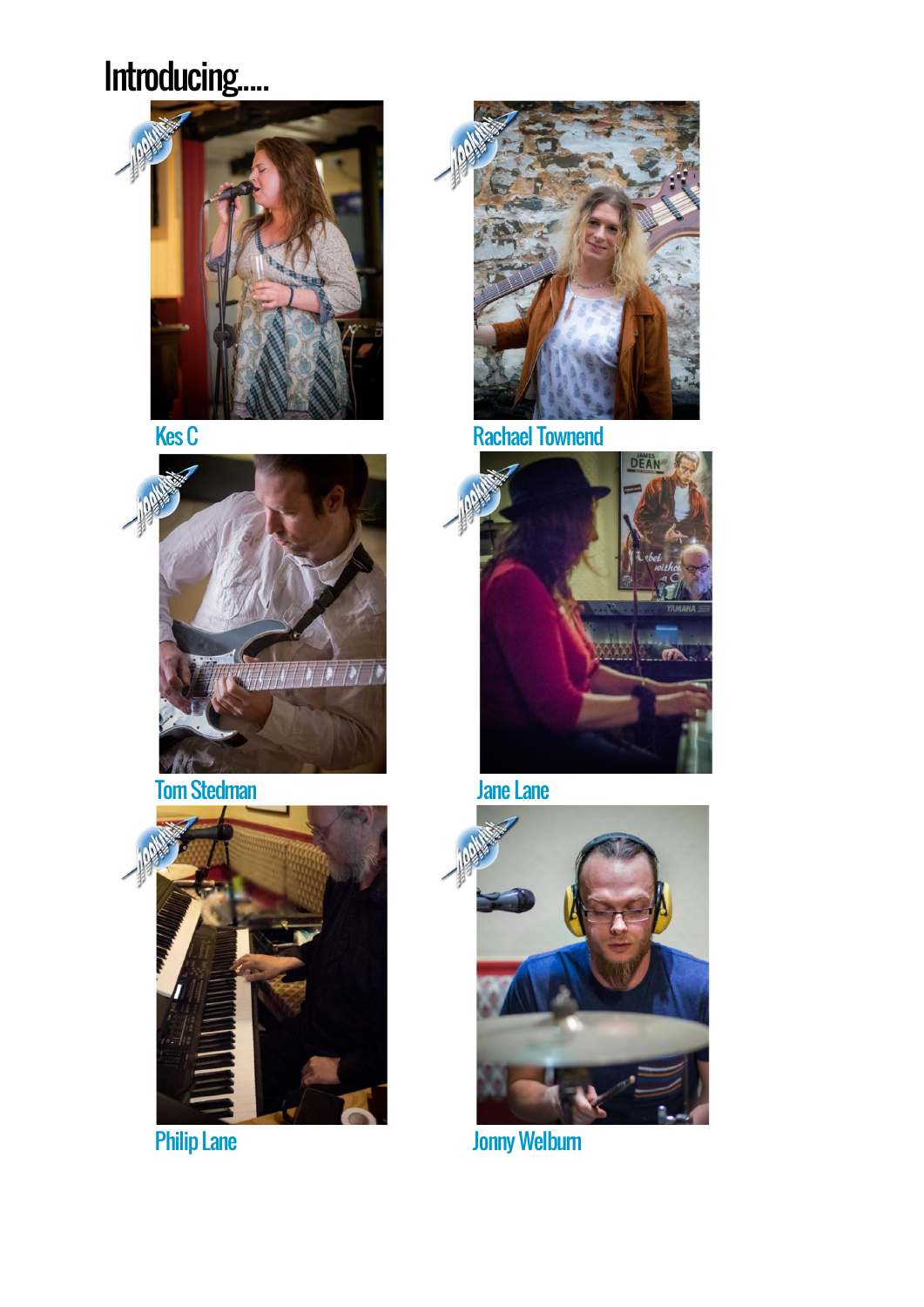# Introducing.....

Kes C

Rachael Townend

Tom Stedman

Jane Lane

Philip Lane

Jonny Welburn